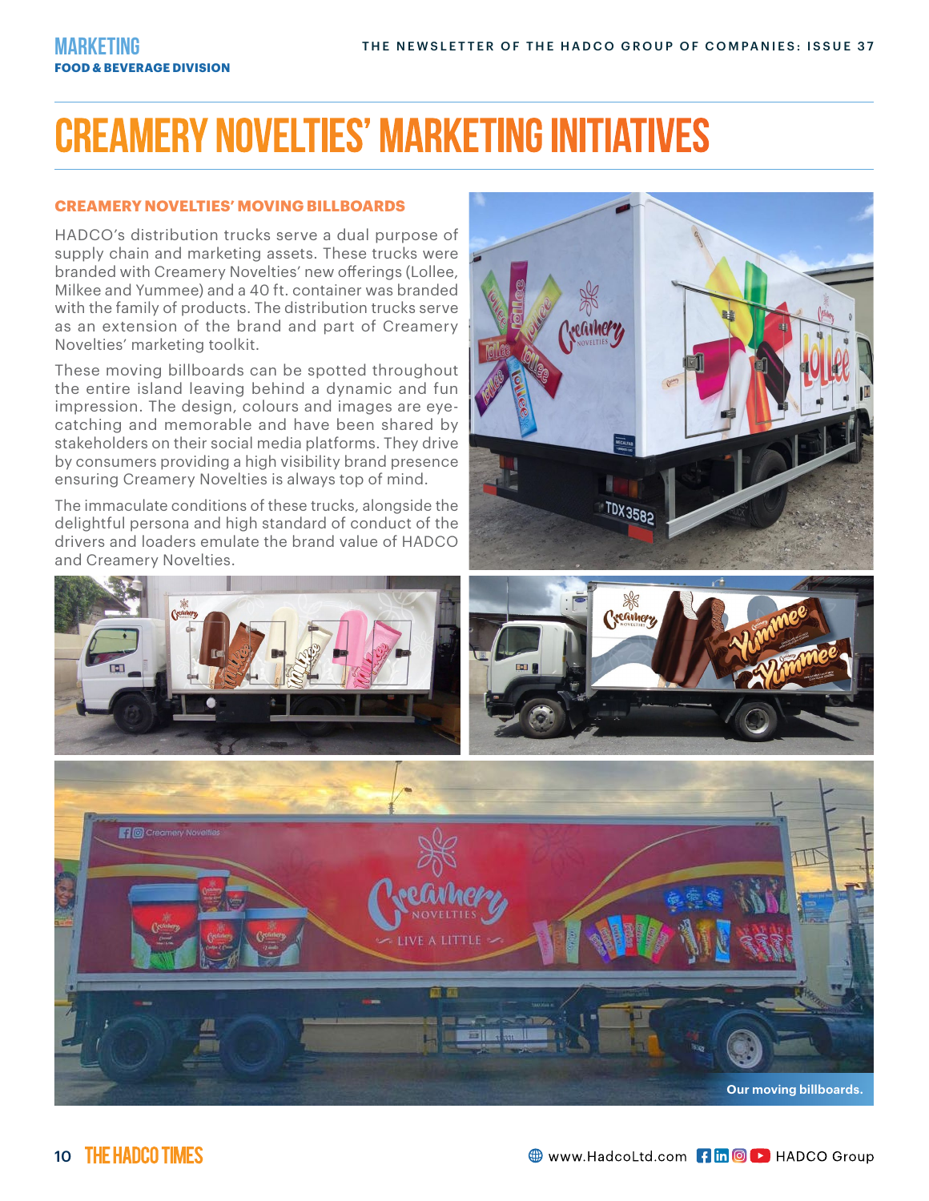# CREAMERY NOVELTIES' MARKETING INITIATIVES

### CREAMERY NOVELTIES' MOVING BILLBOARDS

HADCO's distribution trucks serve a dual purpose of supply chain and marketing assets. These trucks were branded with Creamery Novelties' new offerings (Lollee, Milkee and Yummee) and a 40 ft. container was branded with the family of products. The distribution trucks serve as an extension of the brand and part of Creamery Novelties' marketing toolkit.

These moving billboards can be spotted throughout the entire island leaving behind a dynamic and fun impression. The design, colours and images are eye-catching and memorable and have been shared by stakeholders on their social media platforms. They drive by consumers providing a high visibility brand presence ensuring Creamery Novelties is always top of mind.

The immaculate conditions of these trucks, alongside the delightful persona and high standard of conduct of the drivers and loaders emulate the brand value of HADCO and Creamery Novelties.

Our moving billboards.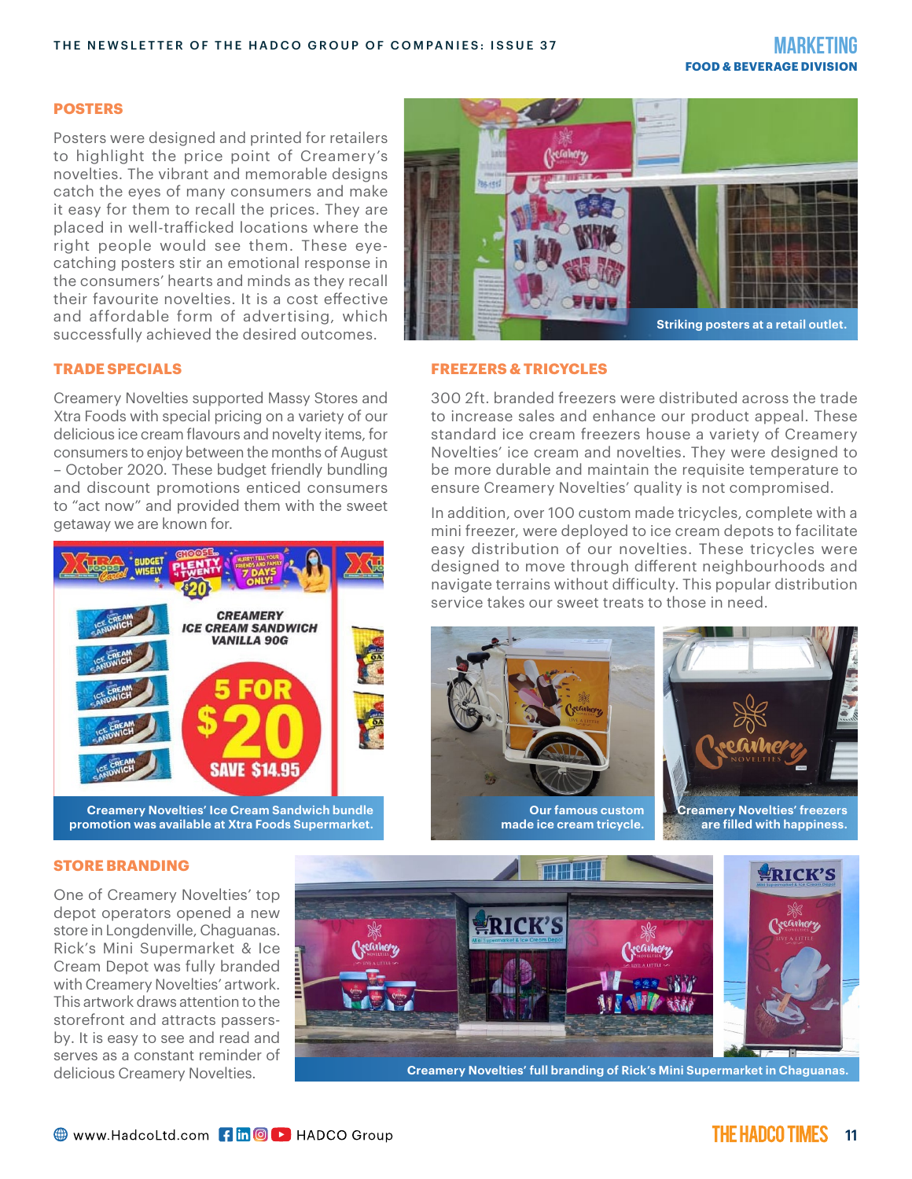## MARKETING

### FOOD & BEVERAGE DIVISION

### POSTERS

Posters were designed and printed for retailers to highlight the price point of Creamery's novelties. The vibrant and memorable designs catch the eyes of many consumers and make it easy for them to recall the prices. They are placed in well-trafficked locations where the right people would see them. These eye-catching posters stir an emotional response in the consumers' hearts and minds as they recall their favourite novelties. It is a cost effective and affordable form of advertising, which successfully achieved the desired outcomes.

Striking posters at a retail outlet.

### TRADE SPECIALS

Creamery Novelties supported Massy Stores and Xtra Foods with special pricing on a variety of our delicious ice cream flavours and novelty items, for consumers to enjoy between the months of August – October 2020. These budget friendly bundling and discount promotions enticed consumers to "act now" and provided them with the sweet getaway we are known for.

Creamery Novelties' Ice Cream Sandwich bundle promotion was available at Xtra Foods Supermarket.

### FREEZERS & TRICYCLES

300 2ft. branded freezers were distributed across the trade to increase sales and enhance our product appeal. These standard ice cream freezers house a variety of Creamery Novelties' ice cream and novelties. They were designed to be more durable and maintain the requisite temperature to ensure Creamery Novelties' quality is not compromised.

In addition, over 100 custom made tricycles, complete with a mini freezer, were deployed to ice cream depots to facilitate easy distribution of our novelties. These tricycles were designed to move through different neighbourhoods and navigate terrains without difficulty. This popular distribution service takes our sweet treats to those in need.

Our famous custom made ice cream tricycle.

Creamery Novelties' freezers are filled with happiness.

### STORE BRANDING

One of Creamery Novelties' top depot operators opened a new store in Longdenville, Chaguanas. Rick's Mini Supermarket & Ice Cream Depot was fully branded with Creamery Novelties' artwork. This artwork draws attention to the storefront and attracts passers-by. It is easy to see and read and serves as a constant reminder of delicious Creamery Novelties.

Creamery Novelties' full branding of Rick's Mini Supermarket in Chaguanas.